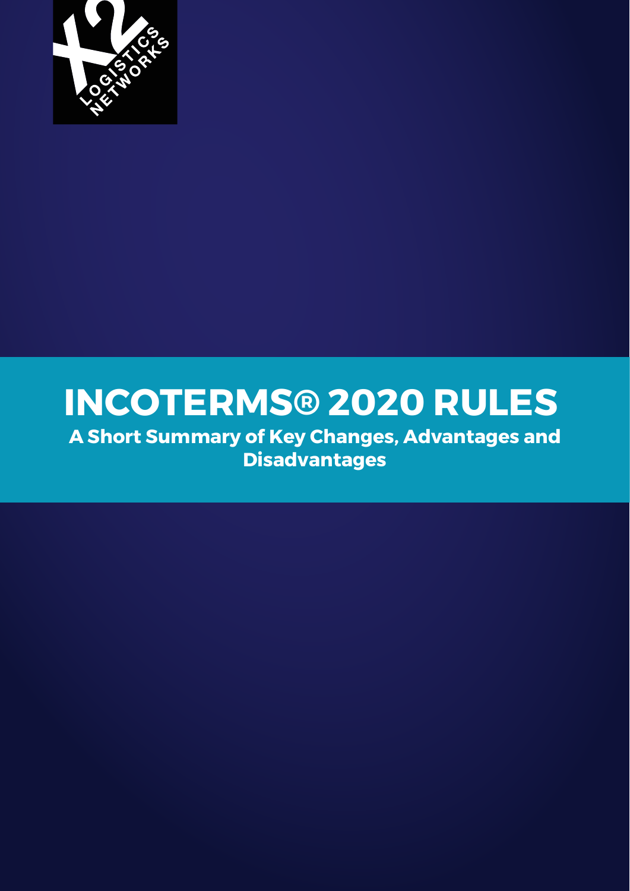# INCOTERMS® 2020 RULES

## A Short Summary of Key Changes, Advantages and Disadvantages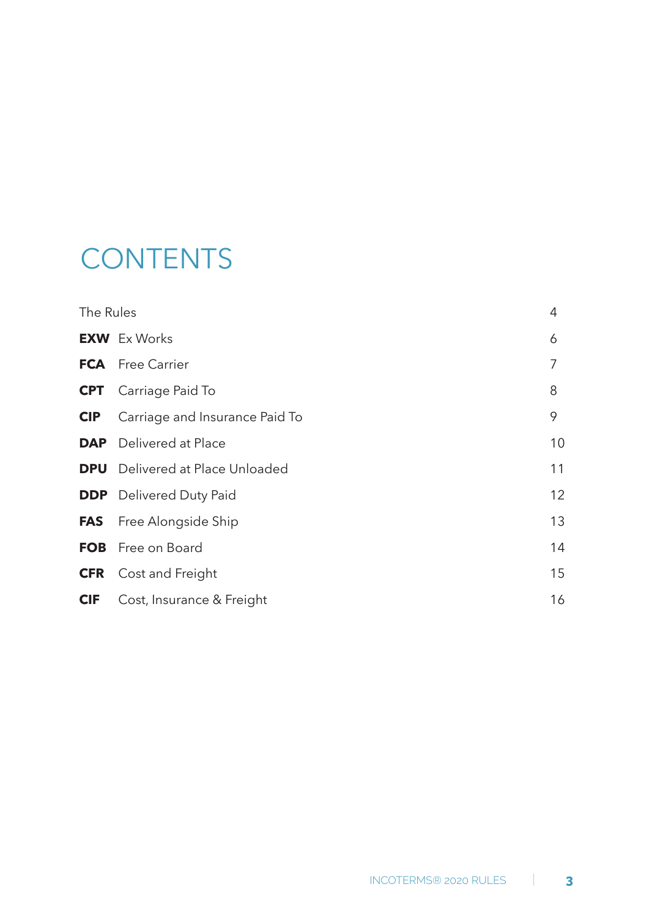# CONTENTS

| | | |
|---|---|---|
| The Rules | | 4 |
| **EXW** | Ex Works | 6 |
| **FCA** | Free Carrier | 7 |
| **CPT** | Carriage Paid To | 8 |
| **CIP** | Carriage and Insurance Paid To | 9 |
| **DAP** | Delivered at Place | 10 |
| **DPU** | Delivered at Place Unloaded | 11 |
| **DDP** | Delivered Duty Paid | 12 |
| **FAS** | Free Alongside Ship | 13 |
| **FOB** | Free on Board | 14 |
| **CFR** | Cost and Freight | 15 |
| **CIF** | Cost, Insurance & Freight | 16 |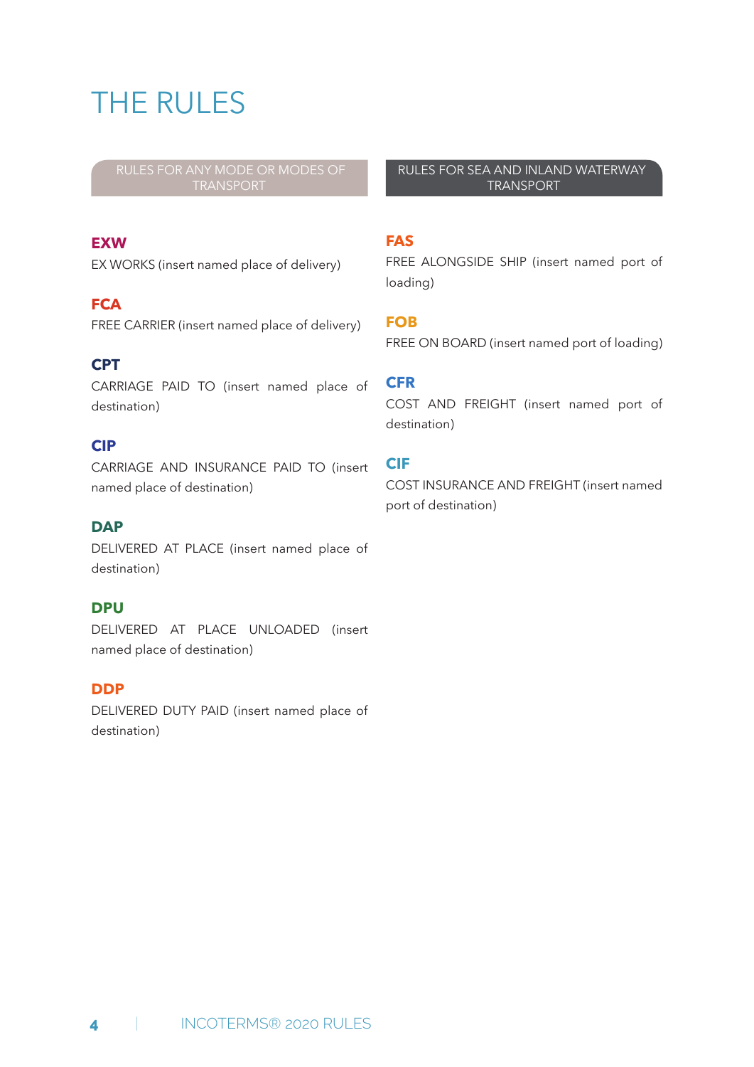# THE RULES

## RULES FOR ANY MODE OR MODES OF TRANSPORT

### EXW

EX WORKS (insert named place of delivery)

### FCA

FREE CARRIER (insert named place of delivery)

### CPT

CARRIAGE PAID TO (insert named place of destination)

### CIP

CARRIAGE AND INSURANCE PAID TO (insert named place of destination)

### DAP

DELIVERED AT PLACE (insert named place of destination)

### DPU

DELIVERED AT PLACE UNLOADED (insert named place of destination)

### DDP

DELIVERED DUTY PAID (insert named place of destination)

## RULES FOR SEA AND INLAND WATERWAY TRANSPORT

### FAS

FREE ALONGSIDE SHIP (insert named port of loading)

### FOB

FREE ON BOARD (insert named port of loading)

### CFR

COST AND FREIGHT (insert named port of destination)

### CIF

COST INSURANCE AND FREIGHT (insert named port of destination)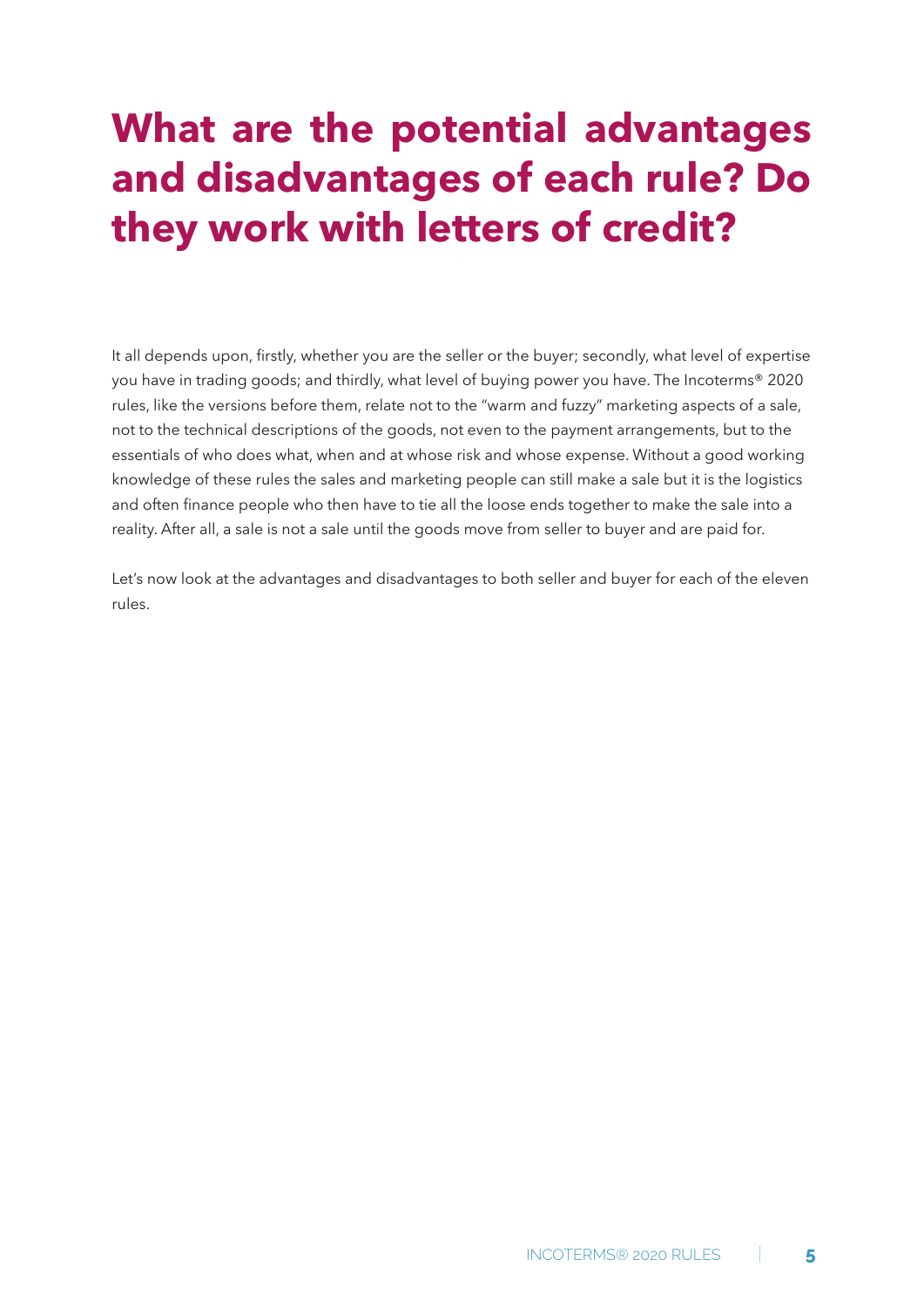# What are the potential advantages and disadvantages of each rule? Do they work with letters of credit?

It all depends upon, firstly, whether you are the seller or the buyer; secondly, what level of expertise you have in trading goods; and thirdly, what level of buying power you have. The Incoterms® 2020 rules, like the versions before them, relate not to the "warm and fuzzy" marketing aspects of a sale, not to the technical descriptions of the goods, not even to the payment arrangements, but to the essentials of who does what, when and at whose risk and whose expense. Without a good working knowledge of these rules the sales and marketing people can still make a sale but it is the logistics and often finance people who then have to tie all the loose ends together to make the sale into a reality. After all, a sale is not a sale until the goods move from seller to buyer and are paid for.

Let's now look at the advantages and disadvantages to both seller and buyer for each of the eleven rules.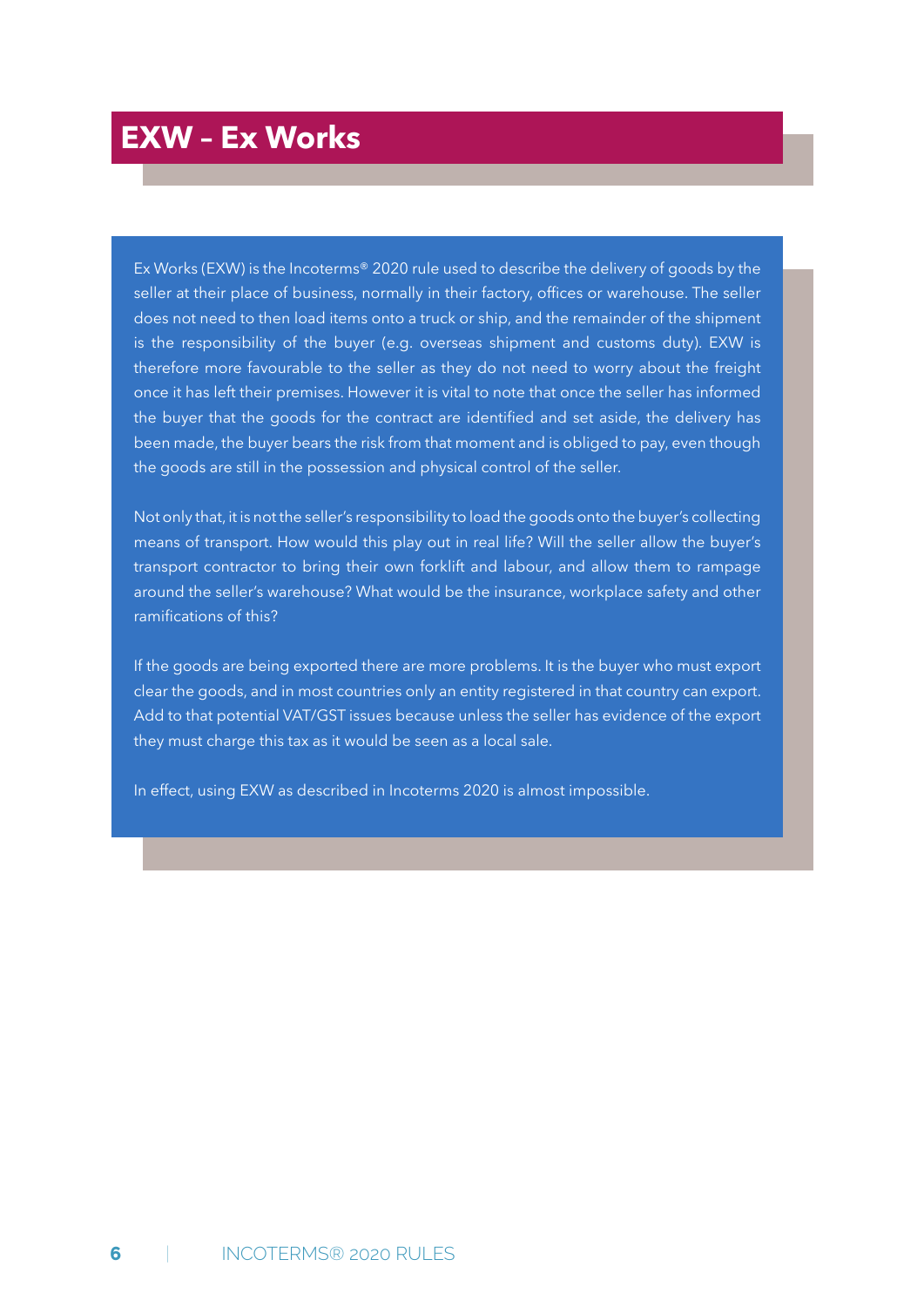# EXW – Ex Works

Ex Works (EXW) is the Incoterms® 2020 rule used to describe the delivery of goods by the seller at their place of business, normally in their factory, offices or warehouse. The seller does not need to then load items onto a truck or ship, and the remainder of the shipment is the responsibility of the buyer (e.g. overseas shipment and customs duty). EXW is therefore more favourable to the seller as they do not need to worry about the freight once it has left their premises. However it is vital to note that once the seller has informed the buyer that the goods for the contract are identified and set aside, the delivery has been made, the buyer bears the risk from that moment and is obliged to pay, even though the goods are still in the possession and physical control of the seller.

Not only that, it is not the seller's responsibility to load the goods onto the buyer's collecting means of transport. How would this play out in real life? Will the seller allow the buyer's transport contractor to bring their own forklift and labour, and allow them to rampage around the seller's warehouse? What would be the insurance, workplace safety and other ramifications of this?

If the goods are being exported there are more problems. It is the buyer who must export clear the goods, and in most countries only an entity registered in that country can export. Add to that potential VAT/GST issues because unless the seller has evidence of the export they must charge this tax as it would be seen as a local sale.

In effect, using EXW as described in Incoterms 2020 is almost impossible.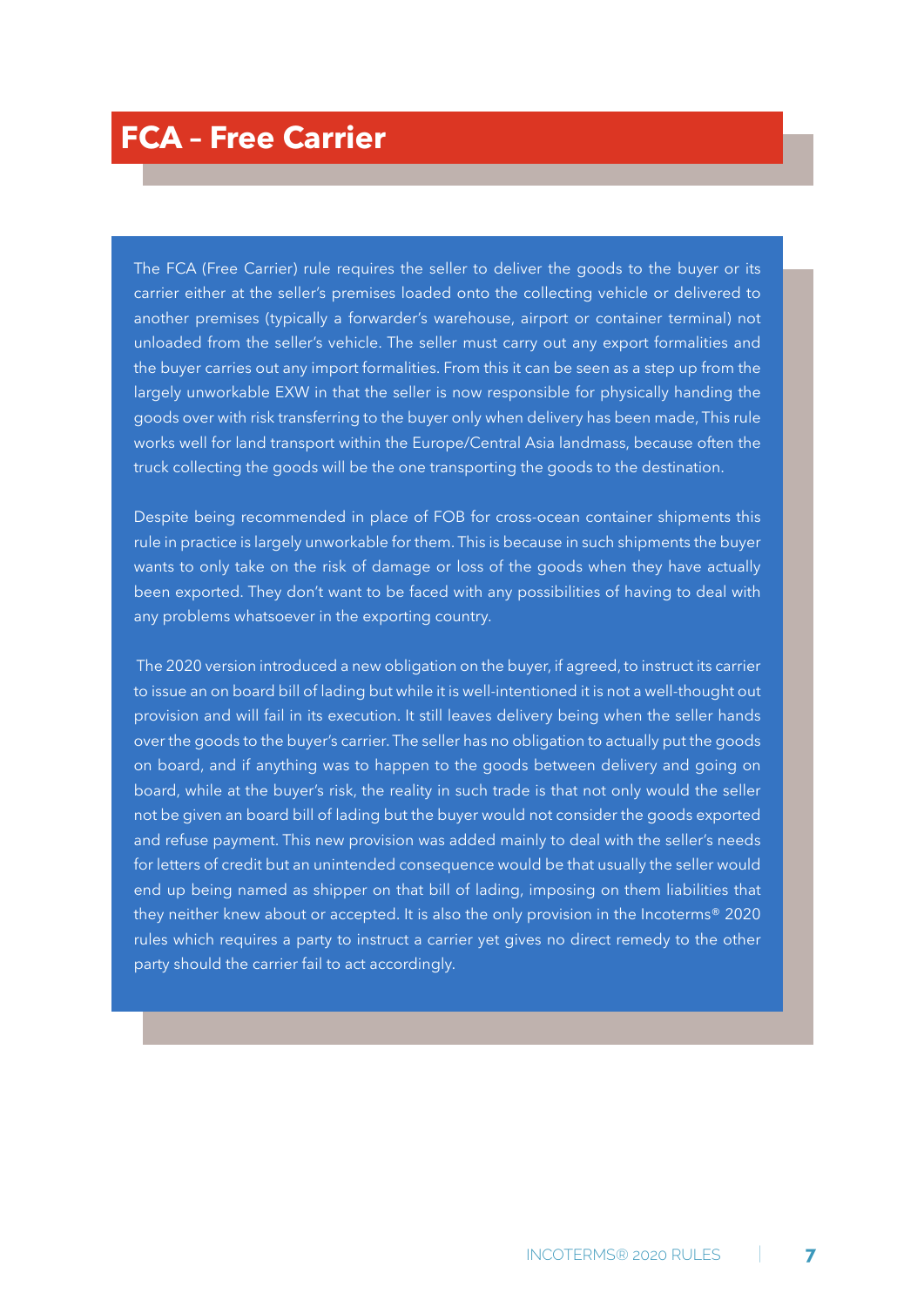# FCA – Free Carrier

The FCA (Free Carrier) rule requires the seller to deliver the goods to the buyer or its carrier either at the seller's premises loaded onto the collecting vehicle or delivered to another premises (typically a forwarder's warehouse, airport or container terminal) not unloaded from the seller's vehicle. The seller must carry out any export formalities and the buyer carries out any import formalities. From this it can be seen as a step up from the largely unworkable EXW in that the seller is now responsible for physically handing the goods over with risk transferring to the buyer only when delivery has been made, This rule works well for land transport within the Europe/Central Asia landmass, because often the truck collecting the goods will be the one transporting the goods to the destination.

Despite being recommended in place of FOB for cross-ocean container shipments this rule in practice is largely unworkable for them. This is because in such shipments the buyer wants to only take on the risk of damage or loss of the goods when they have actually been exported. They don't want to be faced with any possibilities of having to deal with any problems whatsoever in the exporting country.

The 2020 version introduced a new obligation on the buyer, if agreed, to instruct its carrier to issue an on board bill of lading but while it is well-intentioned it is not a well-thought out provision and will fail in its execution. It still leaves delivery being when the seller hands over the goods to the buyer's carrier. The seller has no obligation to actually put the goods on board, and if anything was to happen to the goods between delivery and going on board, while at the buyer's risk, the reality in such trade is that not only would the seller not be given an board bill of lading but the buyer would not consider the goods exported and refuse payment. This new provision was added mainly to deal with the seller's needs for letters of credit but an unintended consequence would be that usually the seller would end up being named as shipper on that bill of lading, imposing on them liabilities that they neither knew about or accepted. It is also the only provision in the Incoterms® 2020 rules which requires a party to instruct a carrier yet gives no direct remedy to the other party should the carrier fail to act accordingly.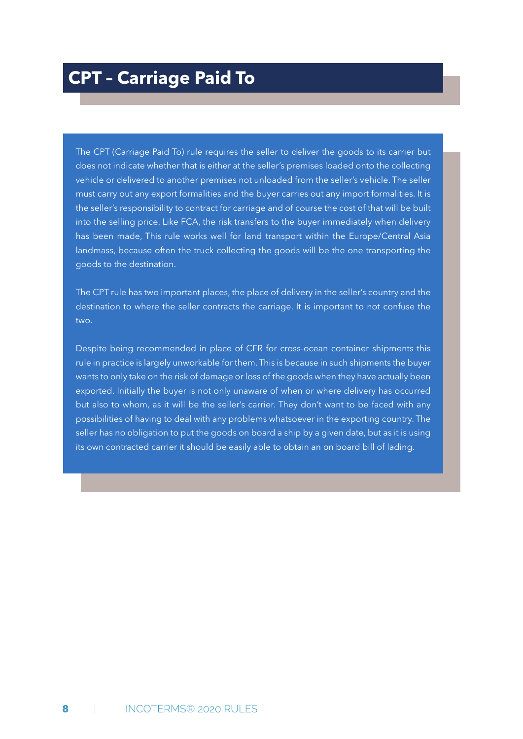# CPT – Carriage Paid To

The CPT (Carriage Paid To) rule requires the seller to deliver the goods to its carrier but does not indicate whether that is either at the seller's premises loaded onto the collecting vehicle or delivered to another premises not unloaded from the seller's vehicle. The seller must carry out any export formalities and the buyer carries out any import formalities. It is the seller's responsibility to contract for carriage and of course the cost of that will be built into the selling price. Like FCA, the risk transfers to the buyer immediately when delivery has been made, This rule works well for land transport within the Europe/Central Asia landmass, because often the truck collecting the goods will be the one transporting the goods to the destination.

The CPT rule has two important places, the place of delivery in the seller's country and the destination to where the seller contracts the carriage. It is important to not confuse the two.

Despite being recommended in place of CFR for cross-ocean container shipments this rule in practice is largely unworkable for them. This is because in such shipments the buyer wants to only take on the risk of damage or loss of the goods when they have actually been exported. Initially the buyer is not only unaware of when or where delivery has occurred but also to whom, as it will be the seller's carrier. They don't want to be faced with any possibilities of having to deal with any problems whatsoever in the exporting country. The seller has no obligation to put the goods on board a ship by a given date, but as it is using its own contracted carrier it should be easily able to obtain an on board bill of lading.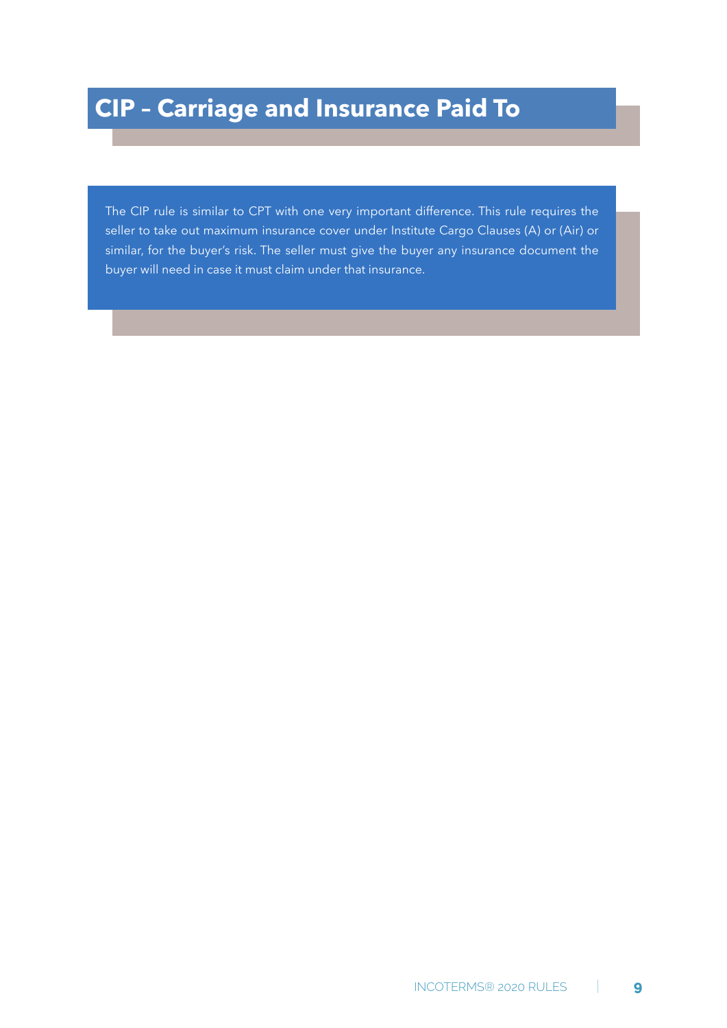# CIP – Carriage and Insurance Paid To

The CIP rule is similar to CPT with one very important difference. This rule requires the seller to take out maximum insurance cover under Institute Cargo Clauses (A) or (Air) or similar, for the buyer's risk. The seller must give the buyer any insurance document the buyer will need in case it must claim under that insurance.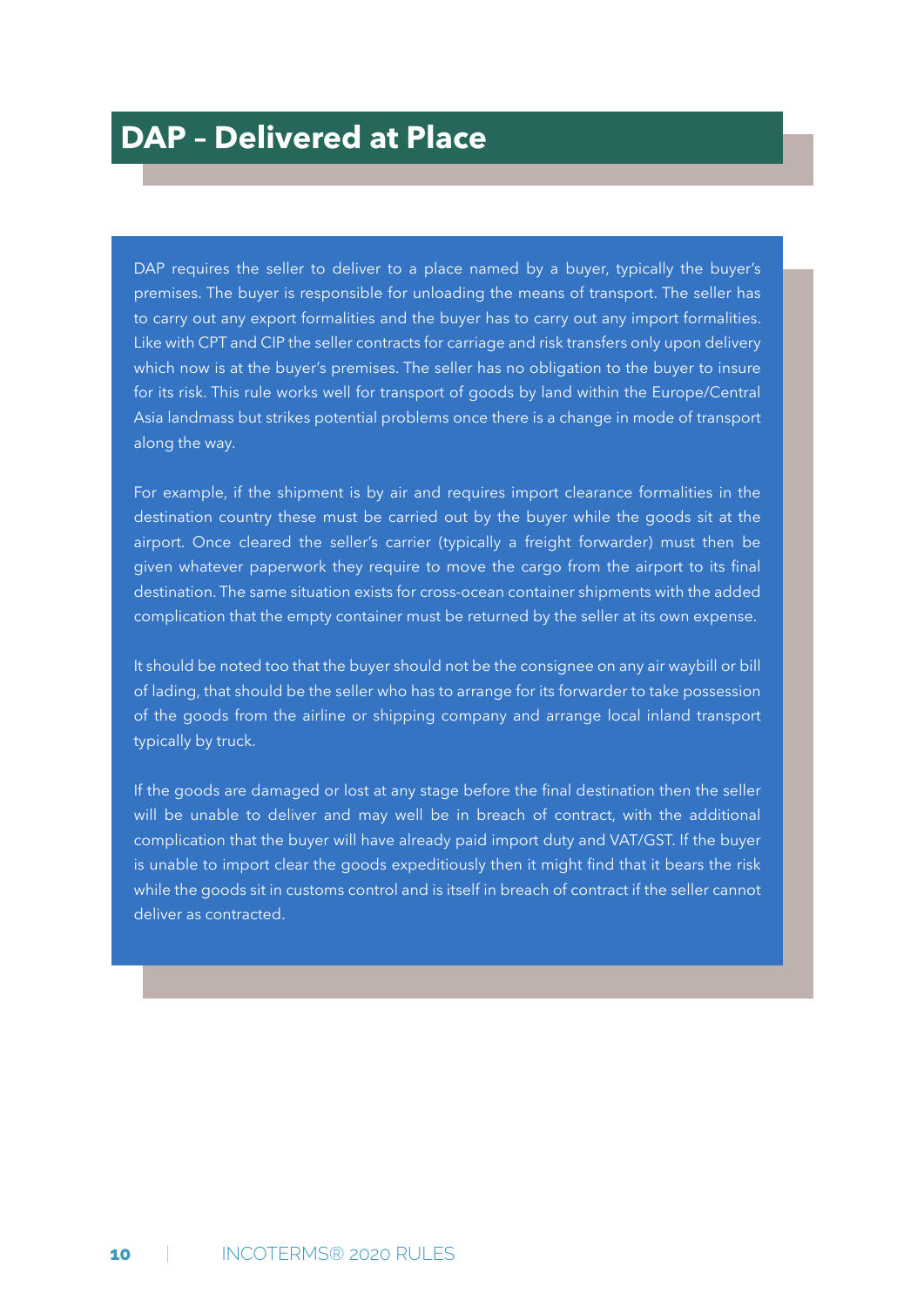# DAP – Delivered at Place

DAP requires the seller to deliver to a place named by a buyer, typically the buyer's premises. The buyer is responsible for unloading the means of transport. The seller has to carry out any export formalities and the buyer has to carry out any import formalities. Like with CPT and CIP the seller contracts for carriage and risk transfers only upon delivery which now is at the buyer's premises. The seller has no obligation to the buyer to insure for its risk. This rule works well for transport of goods by land within the Europe/Central Asia landmass but strikes potential problems once there is a change in mode of transport along the way.

For example, if the shipment is by air and requires import clearance formalities in the destination country these must be carried out by the buyer while the goods sit at the airport. Once cleared the seller's carrier (typically a freight forwarder) must then be given whatever paperwork they require to move the cargo from the airport to its final destination. The same situation exists for cross-ocean container shipments with the added complication that the empty container must be returned by the seller at its own expense.

It should be noted too that the buyer should not be the consignee on any air waybill or bill of lading, that should be the seller who has to arrange for its forwarder to take possession of the goods from the airline or shipping company and arrange local inland transport typically by truck.

If the goods are damaged or lost at any stage before the final destination then the seller will be unable to deliver and may well be in breach of contract, with the additional complication that the buyer will have already paid import duty and VAT/GST. If the buyer is unable to import clear the goods expeditiously then it might find that it bears the risk while the goods sit in customs control and is itself in breach of contract if the seller cannot deliver as contracted.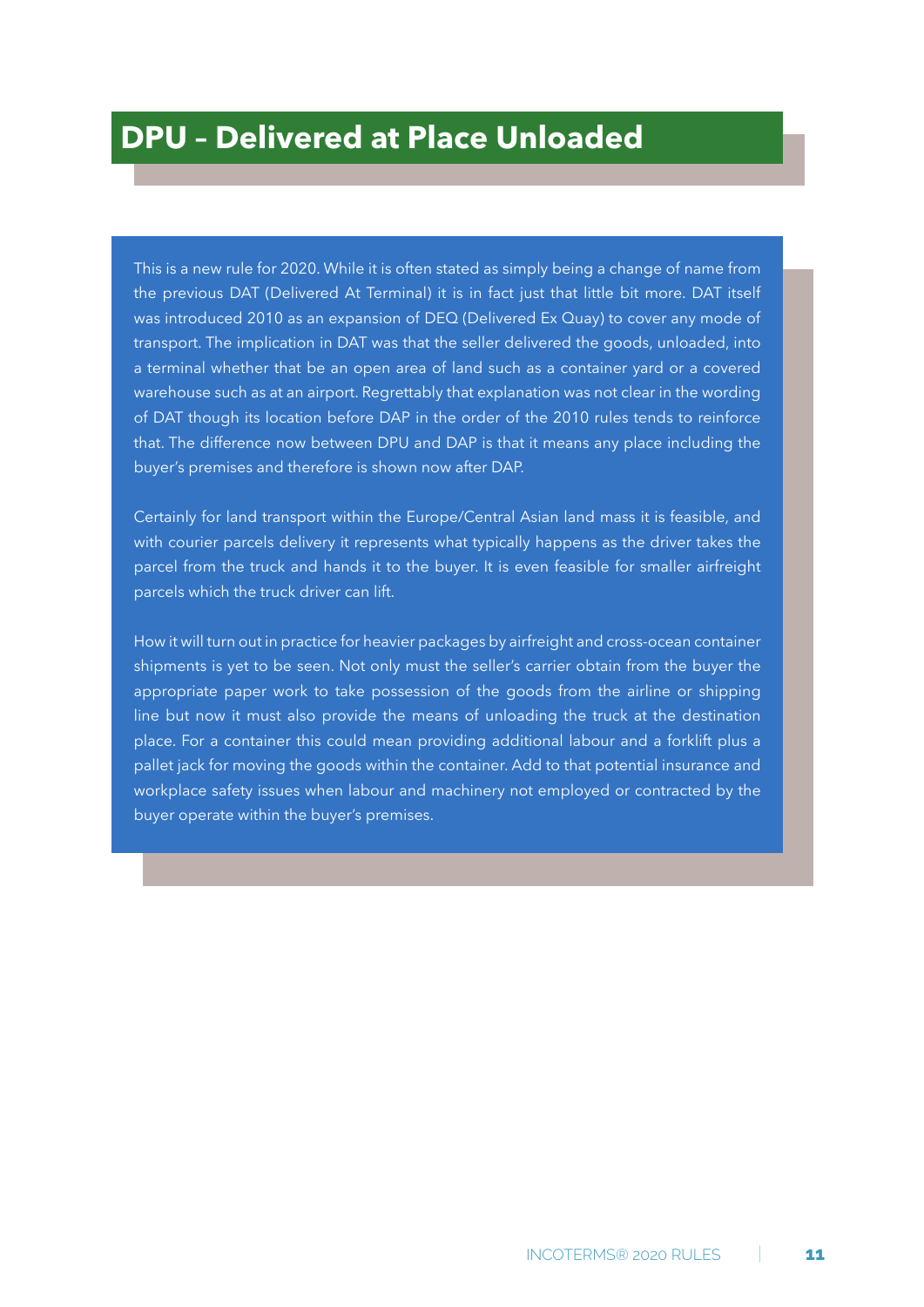# DPU – Delivered at Place Unloaded

This is a new rule for 2020. While it is often stated as simply being a change of name from the previous DAT (Delivered At Terminal) it is in fact just that little bit more. DAT itself was introduced 2010 as an expansion of DEQ (Delivered Ex Quay) to cover any mode of transport. The implication in DAT was that the seller delivered the goods, unloaded, into a terminal whether that be an open area of land such as a container yard or a covered warehouse such as at an airport. Regrettably that explanation was not clear in the wording of DAT though its location before DAP in the order of the 2010 rules tends to reinforce that. The difference now between DPU and DAP is that it means any place including the buyer's premises and therefore is shown now after DAP.

Certainly for land transport within the Europe/Central Asian land mass it is feasible, and with courier parcels delivery it represents what typically happens as the driver takes the parcel from the truck and hands it to the buyer. It is even feasible for smaller airfreight parcels which the truck driver can lift.

How it will turn out in practice for heavier packages by airfreight and cross-ocean container shipments is yet to be seen. Not only must the seller's carrier obtain from the buyer the appropriate paper work to take possession of the goods from the airline or shipping line but now it must also provide the means of unloading the truck at the destination place. For a container this could mean providing additional labour and a forklift plus a pallet jack for moving the goods within the container. Add to that potential insurance and workplace safety issues when labour and machinery not employed or contracted by the buyer operate within the buyer's premises.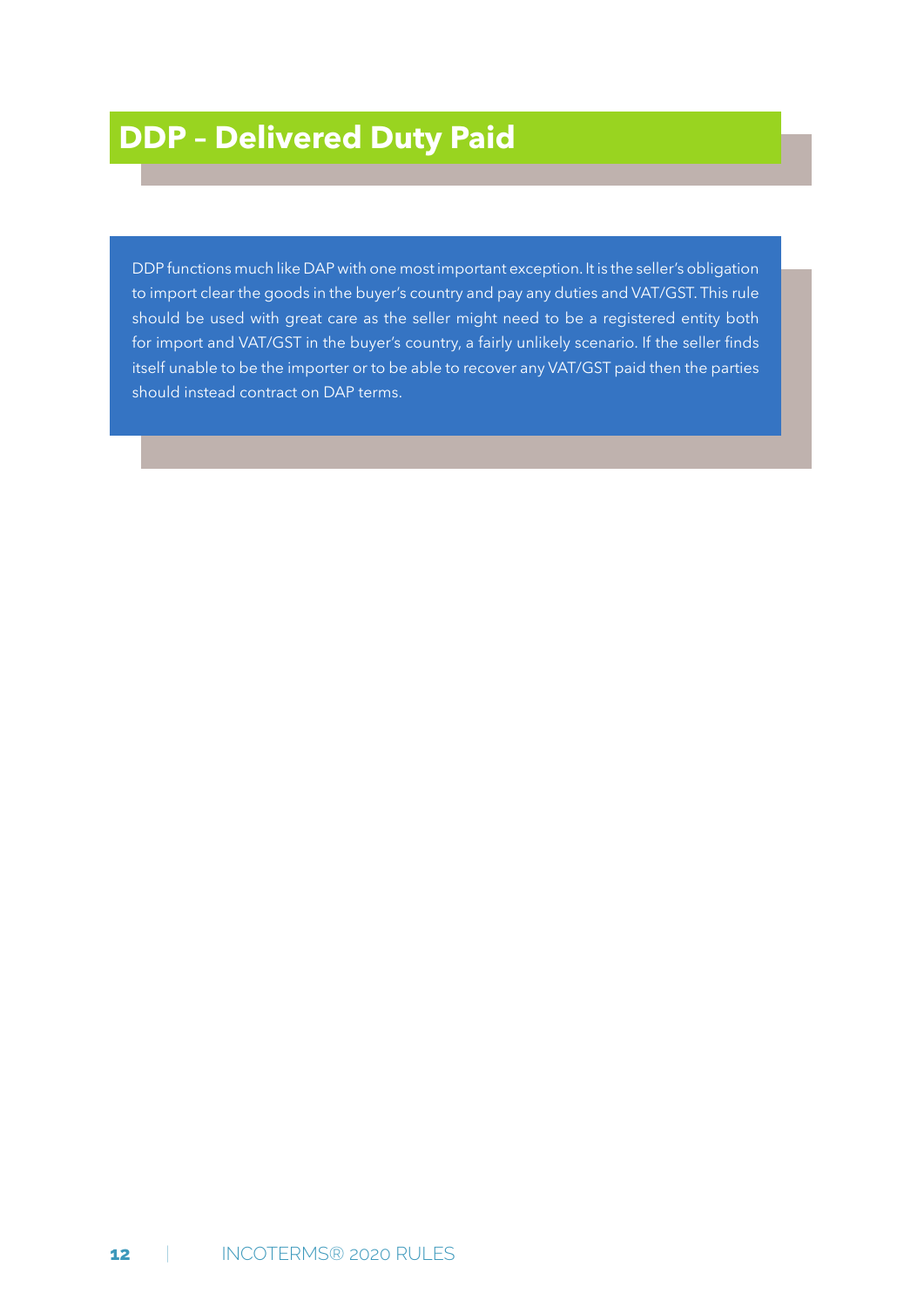# DDP – Delivered Duty Paid

DDP functions much like DAP with one most important exception. It is the seller's obligation to import clear the goods in the buyer's country and pay any duties and VAT/GST. This rule should be used with great care as the seller might need to be a registered entity both for import and VAT/GST in the buyer's country, a fairly unlikely scenario. If the seller finds itself unable to be the importer or to be able to recover any VAT/GST paid then the parties should instead contract on DAP terms.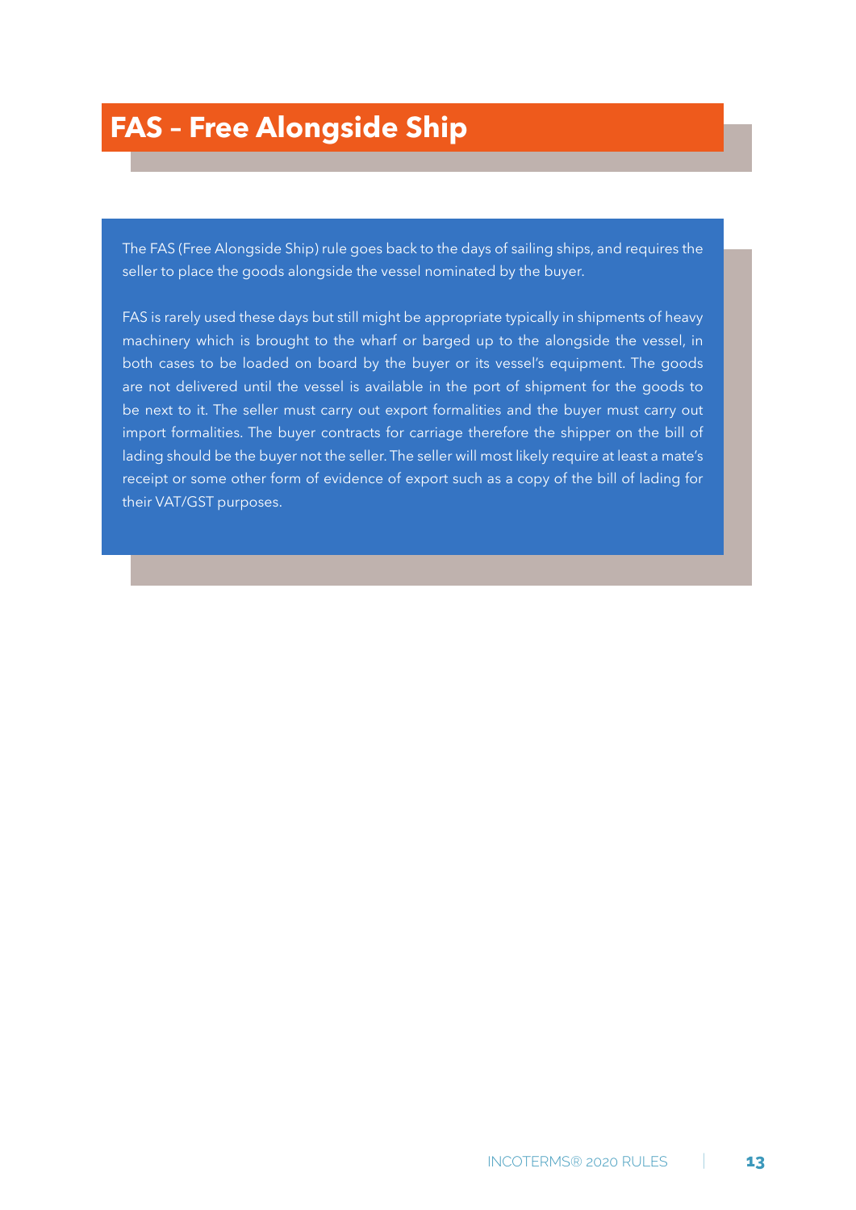# FAS – Free Alongside Ship

The FAS (Free Alongside Ship) rule goes back to the days of sailing ships, and requires the seller to place the goods alongside the vessel nominated by the buyer.

FAS is rarely used these days but still might be appropriate typically in shipments of heavy machinery which is brought to the wharf or barged up to the alongside the vessel, in both cases to be loaded on board by the buyer or its vessel's equipment. The goods are not delivered until the vessel is available in the port of shipment for the goods to be next to it. The seller must carry out export formalities and the buyer must carry out import formalities. The buyer contracts for carriage therefore the shipper on the bill of lading should be the buyer not the seller. The seller will most likely require at least a mate's receipt or some other form of evidence of export such as a copy of the bill of lading for their VAT/GST purposes.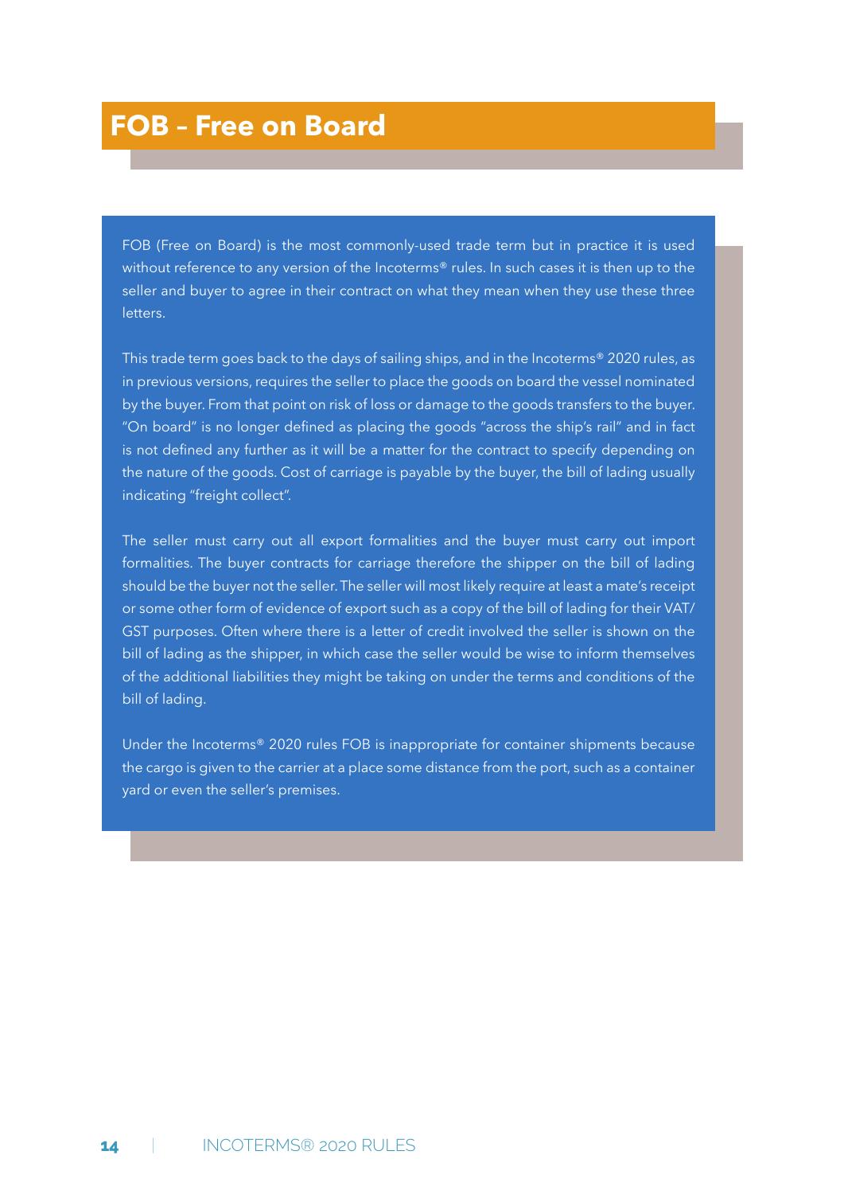# FOB – Free on Board

FOB (Free on Board) is the most commonly-used trade term but in practice it is used without reference to any version of the Incoterms® rules. In such cases it is then up to the seller and buyer to agree in their contract on what they mean when they use these three letters.

This trade term goes back to the days of sailing ships, and in the Incoterms® 2020 rules, as in previous versions, requires the seller to place the goods on board the vessel nominated by the buyer. From that point on risk of loss or damage to the goods transfers to the buyer. "On board" is no longer defined as placing the goods "across the ship's rail" and in fact is not defined any further as it will be a matter for the contract to specify depending on the nature of the goods. Cost of carriage is payable by the buyer, the bill of lading usually indicating "freight collect".

The seller must carry out all export formalities and the buyer must carry out import formalities. The buyer contracts for carriage therefore the shipper on the bill of lading should be the buyer not the seller. The seller will most likely require at least a mate's receipt or some other form of evidence of export such as a copy of the bill of lading for their VAT/GST purposes. Often where there is a letter of credit involved the seller is shown on the bill of lading as the shipper, in which case the seller would be wise to inform themselves of the additional liabilities they might be taking on under the terms and conditions of the bill of lading.

Under the Incoterms® 2020 rules FOB is inappropriate for container shipments because the cargo is given to the carrier at a place some distance from the port, such as a container yard or even the seller's premises.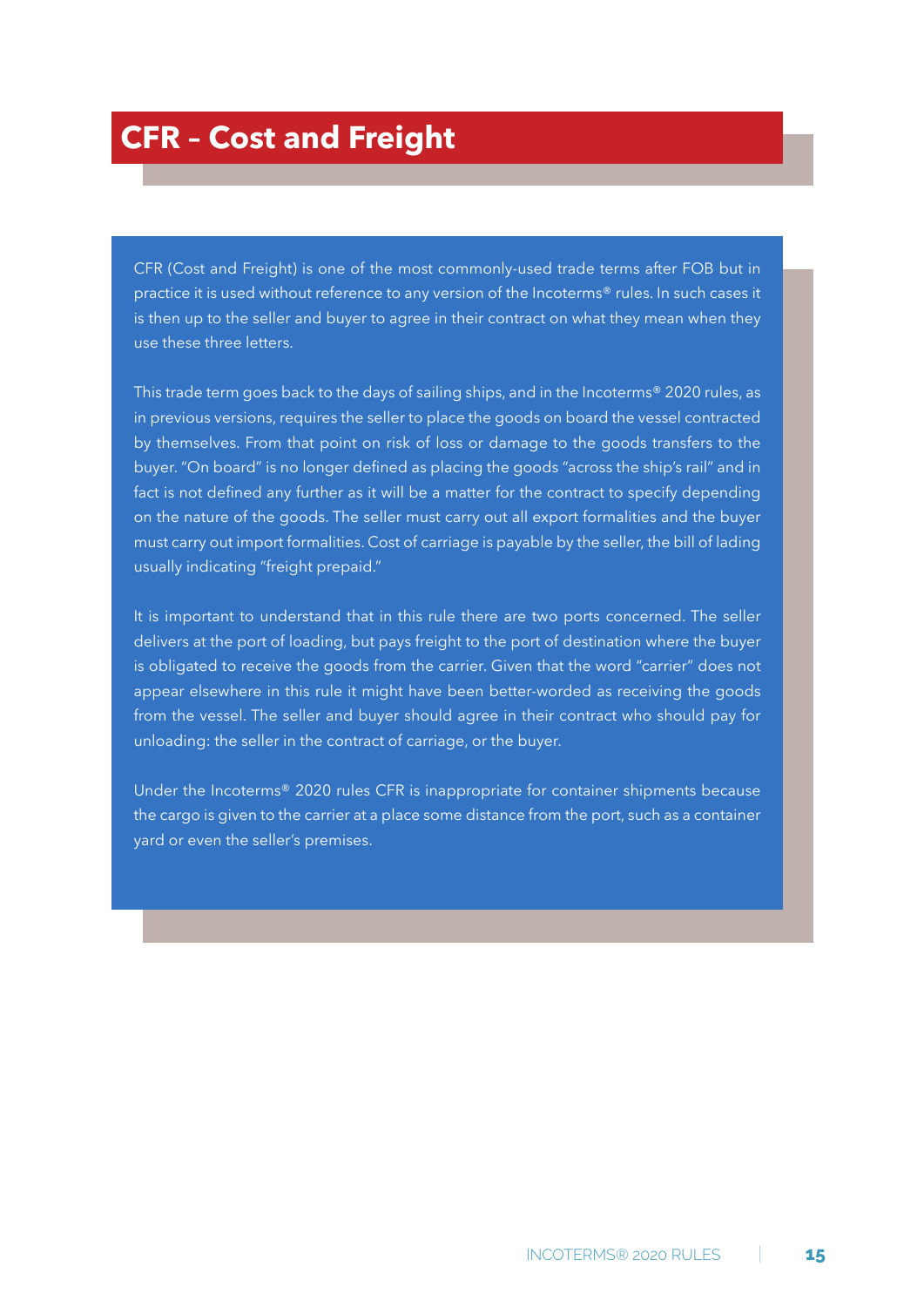# CFR – Cost and Freight

CFR (Cost and Freight) is one of the most commonly-used trade terms after FOB but in practice it is used without reference to any version of the Incoterms® rules. In such cases it is then up to the seller and buyer to agree in their contract on what they mean when they use these three letters.

This trade term goes back to the days of sailing ships, and in the Incoterms® 2020 rules, as in previous versions, requires the seller to place the goods on board the vessel contracted by themselves. From that point on risk of loss or damage to the goods transfers to the buyer. "On board" is no longer defined as placing the goods "across the ship's rail" and in fact is not defined any further as it will be a matter for the contract to specify depending on the nature of the goods. The seller must carry out all export formalities and the buyer must carry out import formalities. Cost of carriage is payable by the seller, the bill of lading usually indicating "freight prepaid."

It is important to understand that in this rule there are two ports concerned. The seller delivers at the port of loading, but pays freight to the port of destination where the buyer is obligated to receive the goods from the carrier. Given that the word "carrier" does not appear elsewhere in this rule it might have been better-worded as receiving the goods from the vessel. The seller and buyer should agree in their contract who should pay for unloading: the seller in the contract of carriage, or the buyer.

Under the Incoterms® 2020 rules CFR is inappropriate for container shipments because the cargo is given to the carrier at a place some distance from the port, such as a container yard or even the seller's premises.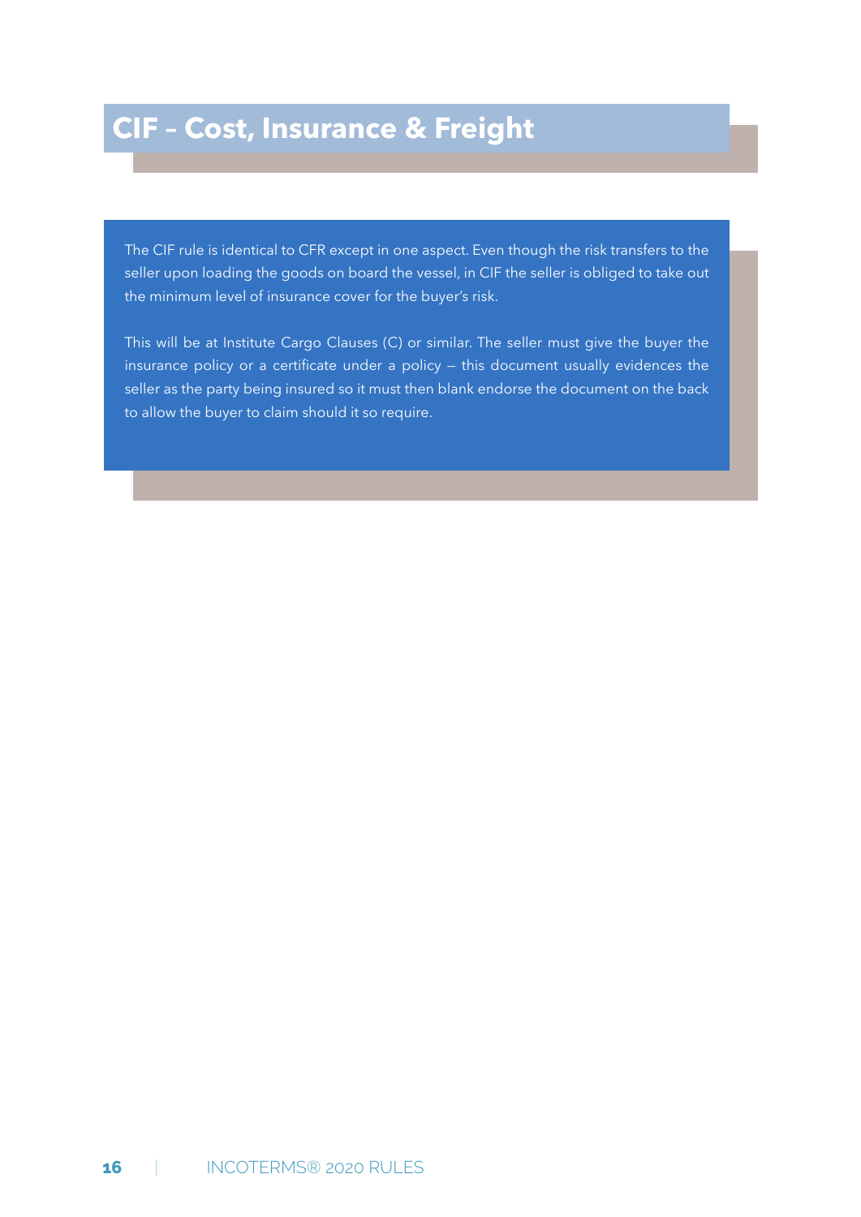# CIF – Cost, Insurance & Freight

The CIF rule is identical to CFR except in one aspect. Even though the risk transfers to the seller upon loading the goods on board the vessel, in CIF the seller is obliged to take out the minimum level of insurance cover for the buyer's risk.

This will be at Institute Cargo Clauses (C) or similar. The seller must give the buyer the insurance policy or a certificate under a policy – this document usually evidences the seller as the party being insured so it must then blank endorse the document on the back to allow the buyer to claim should it so require.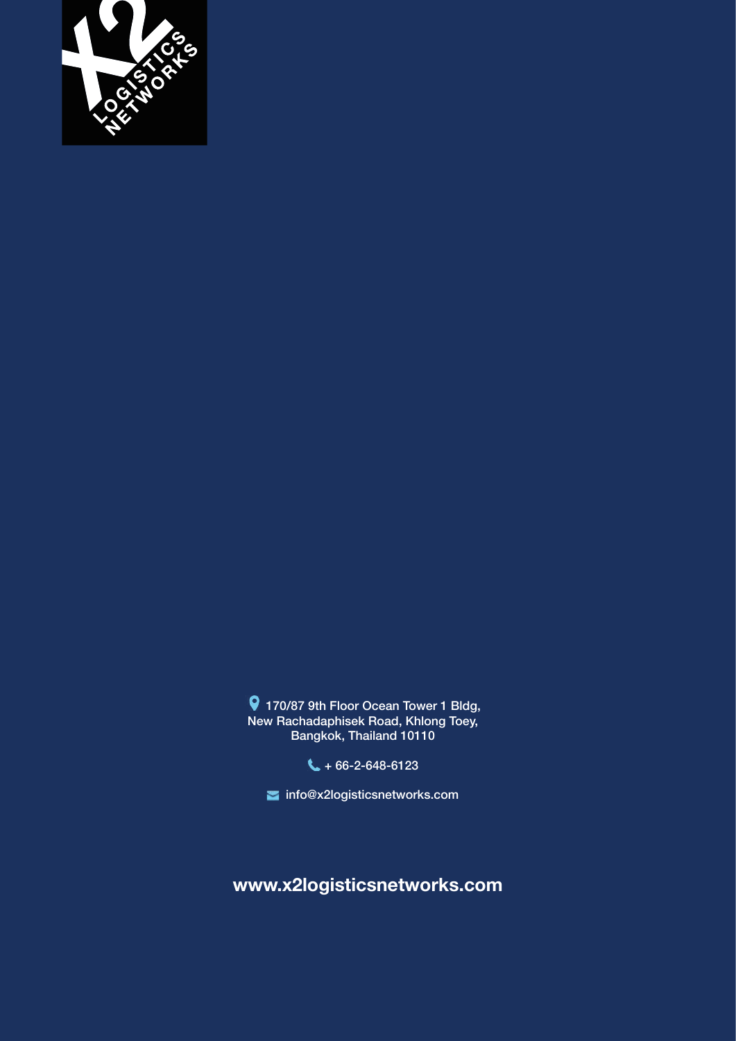170/87 9th Floor Ocean Tower 1 Bldg,
New Rachadaphisek Road, Khlong Toey,
Bangkok, Thailand 10110

+ 66-2-648-6123

info@x2logisticsnetworks.com

**www.x2logisticsnetworks.com**